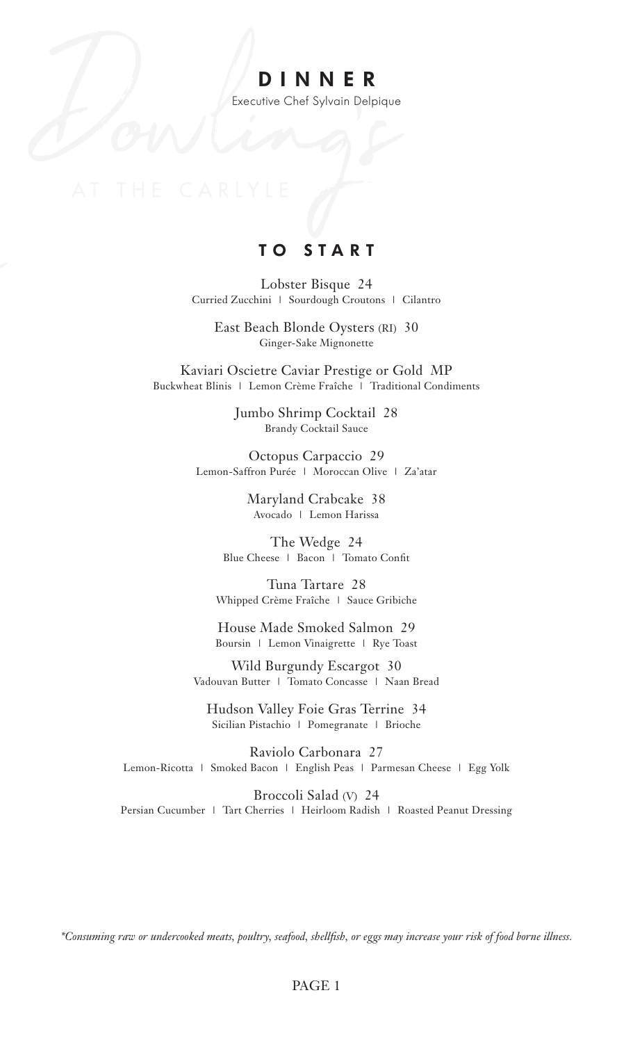# DINNER

Executive Chef Sylvain Delpique

Dowling's

AT THE CARLYLE

## TO START

Lobster Bisque 24
Curried Zucchini | Sourdough Croutons | Cilantro

East Beach Blonde Oysters (RI) 30
Ginger-Sake Mignonette

Kaviari Oscietre Caviar Prestige or Gold MP
Buckwheat Blinis | Lemon Crème Fraîche | Traditional Condiments

Jumbo Shrimp Cocktail 28
Brandy Cocktail Sauce

Octopus Carpaccio 29
Lemon-Saffron Purée | Moroccan Olive | Za'atar

Maryland Crabcake 38
Avocado | Lemon Harissa

The Wedge 24
Blue Cheese | Bacon | Tomato Confit

Tuna Tartare 28
Whipped Crème Fraîche | Sauce Gribiche

House Made Smoked Salmon 29
Boursin | Lemon Vinaigrette | Rye Toast

Wild Burgundy Escargot 30
Vadouvan Butter | Tomato Concasse | Naan Bread

Hudson Valley Foie Gras Terrine 34
Sicilian Pistachio | Pomegranate | Brioche

Raviolo Carbonara 27
Lemon-Ricotta | Smoked Bacon | English Peas | Parmesan Cheese | Egg Yolk

Broccoli Salad (V) 24
Persian Cucumber | Tart Cherries | Heirloom Radish | Roasted Peanut Dressing

*\*Consuming raw or undercooked meats, poultry, seafood, shellfish, or eggs may increase your risk of food borne illness.*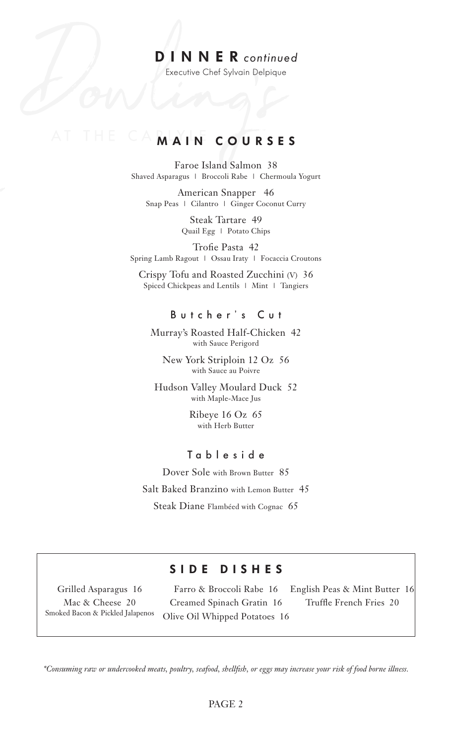# DINNER *continued*

Executive Chef Sylvain Delpique

## MAIN COURSES

Faroe Island Salmon 38
Shaved Asparagus | Broccoli Rabe | Chermoula Yogurt

American Snapper 46
Snap Peas | Cilantro | Ginger Coconut Curry

Steak Tartare 49
Quail Egg | Potato Chips

Trofie Pasta 42
Spring Lamb Ragout | Ossau Iraty | Focaccia Croutons

Crispy Tofu and Roasted Zucchini (V) 36
Spiced Chickpeas and Lentils | Mint | Tangiers

### Butcher's Cut

Murray's Roasted Half-Chicken 42
with Sauce Perigord

New York Striploin 12 Oz 56
with Sauce au Poivre

Hudson Valley Moulard Duck 52
with Maple-Mace Jus

Ribeye 16 Oz 65
with Herb Butter

### Tableside

Dover Sole with Brown Butter 85

Salt Baked Branzino with Lemon Butter 45

Steak Diane Flambéed with Cognac 65

## SIDE DISHES

Grilled Asparagus 16

Mac & Cheese 20
Smoked Bacon & Pickled Jalapenos

Farro & Broccoli Rabe 16

Creamed Spinach Gratin 16

Olive Oil Whipped Potatoes 16

English Peas & Mint Butter 16

Truffle French Fries 20

*\*Consuming raw or undercooked meats, poultry, seafood, shellfish, or eggs may increase your risk of food borne illness.*